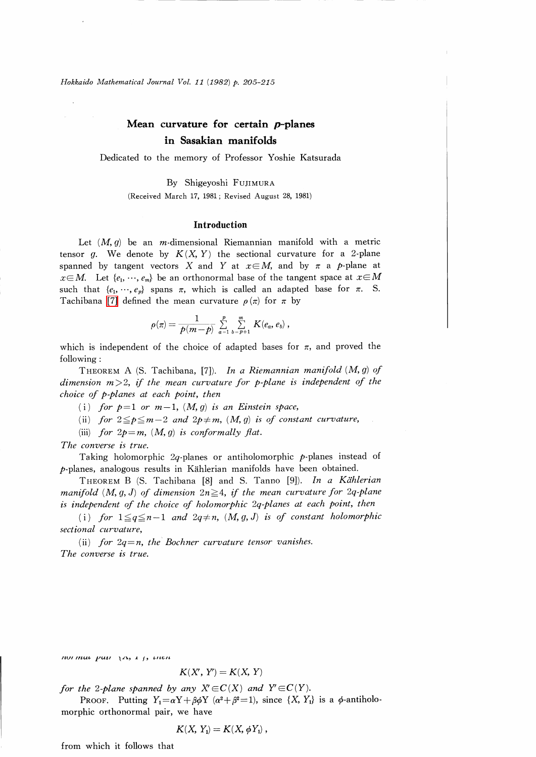# Mean curvature for certain $p$-planes in Sasakian manifolds

Dedicated to the memory of Professor Yoshie Katsurada

By Shigeyoshi FUJIMURA

(Received March 17, 1981; Revised August 28, 1981)

## Introduction

Let $(M, g)$ be an $m$-dimensional Riemannian manifold with a metric tensor $g$. We denote by $K(X, Y)$ the sectional curvature for a 2-plane spanned by tangent vectors $X$ and $Y$ at $x \in M$, and by $\pi$ a $p$-plane at $x \in M$. Let $\{e_1, \cdots, e_m\}$ be an orthonormal base of the tangent space at $x \in M$ such that $\{e_1, \cdots, e_p\}$ spans $\pi$, which is called an adapted base for $\pi$. S. Tachibana [7] defined the mean curvature $\rho(\pi)$ for $\pi$ by

$$\rho(\pi) = \frac{1}{p(m-p)} \sum_{a=1}^{p} \sum_{b=p+1}^{m} K(e_a, e_b),$$

which is independent of the choice of adapted bases for $\pi$, and proved the following:

THEOREM A (S. Tachibana, [7]). *In a Riemannian manifold $(M, g)$ of dimension $m>2$, if the mean curvature for $p$-plane is independent of the choice of $p$-planes at each point, then*

(i) *for $p=1$ or $m-1$, $(M, g)$ is an Einstein space,*

(ii) *for $2 \leqq p \leqq m-2$ and $2p \neq m$, $(M, g)$ is of constant curvature,*

(iii) *for $2p=m$, $(M, g)$ is conformally flat.*

*The converse is true.*

Taking holomorphic $2q$-planes or antiholomorphic $p$-planes instead of $p$-planes, analogous results in Kählerian manifolds have been obtained.

THEOREM B (S. Tachibana [8] and S. Tanno [9]). *In a Kählerian manifold $(M, g, J)$ of dimension $2n \geqq 4$, if the mean curvature for $2q$-plane is independent of the choice of holomorphic $2q$-planes at each point, then*

(i) *for $1 \leqq q \leqq n-1$ and $2q \neq n$, $(M, g, J)$ is of constant holomorphic sectional curvature,*

(ii) *for $2q=n$, the Bochner curvature tensor vanishes.*

*The converse is true.*

*normal pair $\{X, Y\}$, then*

$$K(X', Y') = K(X, Y)$$

*for the 2-plane spanned by any $X' \in C(X)$ and $Y' \in C(Y)$.*

PROOF. Putting $Y_1 = \alpha Y + \beta\phi Y$ $(\alpha^2 + \beta^2 = 1)$, since $\{X, Y_1\}$ is a $\phi$-antiholomorphic orthonormal pair, we have

$$K(X, Y_1) = K(X, \phi Y_1),$$

from which it follows that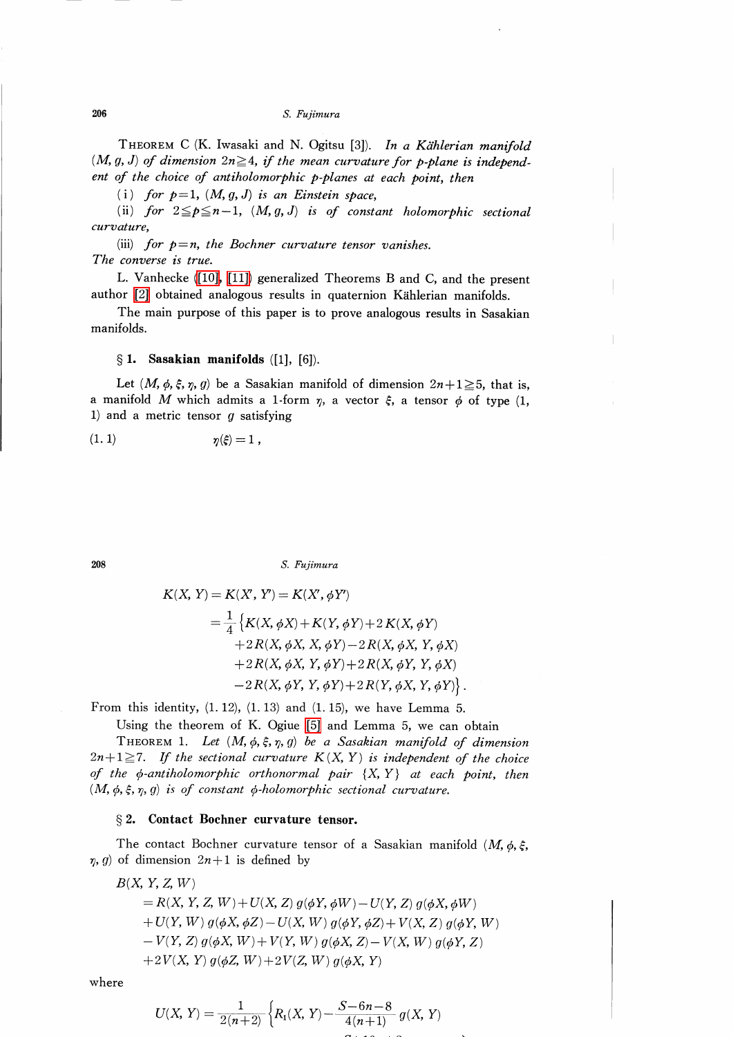THEOREM C (K. Iwasaki and N. Ogitsu [3]). *In a Kählerian manifold $(M, g, J)$ of dimension $2n \geqq 4$, if the mean curvature for $p$-plane is independent of the choice of antiholomorphic $p$-planes at each point, then*

(i) *for $p=1$, $(M, g, J)$ is an Einstein space,*

(ii) *for $2 \leqq p \leqq n-1$, $(M, g, J)$ is of constant holomorphic sectional curvature,*

(iii) *for $p=n$, the Bochner curvature tensor vanishes.*

*The converse is true.*

L. Vanhecke ([10], [11]) generalized Theorems B and C, and the present author [2] obtained analogous results in quaternion Kählerian manifolds.

The main purpose of this paper is to prove analogous results in Sasakian manifolds.

## § 1. Sasakian manifolds ([1], [6]).

Let $(M, \phi, \xi, \eta, g)$ be a Sasakian manifold of dimension $2n+1 \geqq 5$, that is, a manifold $M$ which admits a 1-form $\eta$, a vector $\xi$, a tensor $\phi$ of type (1, 1) and a metric tensor $g$ satisfying

$$\eta(\xi) = 1, \tag{1.1}$$

$$\begin{aligned}
K(X, Y) &= K(X', Y') = K(X', \phi Y') \\
&= \frac{1}{4}\big\{K(X, \phi X) + K(Y, \phi Y) + 2K(X, \phi Y) \\
&\quad + 2R(X, \phi X, X, \phi Y) - 2R(X, \phi X, Y, \phi X) \\
&\quad + 2R(X, \phi X, Y, \phi Y) + 2R(X, \phi Y, Y, \phi X) \\
&\quad - 2R(X, \phi Y, Y, \phi Y) + 2R(Y, \phi X, Y, \phi Y)\big\}.
\end{aligned}$$

From this identity, (1.12), (1.13) and (1.15), we have Lemma 5.

Using the theorem of K. Ogiue [5] and Lemma 5, we can obtain

THEOREM 1. *Let $(M, \phi, \xi, \eta, g)$ be a Sasakian manifold of dimension $2n+1 \geqq 7$. If the sectional curvature $K(X, Y)$ is independent of the choice of the $\phi$-antiholomorphic orthonormal pair $\{X, Y\}$ at each point, then $(M, \phi, \xi, \eta, g)$ is of constant $\phi$-holomorphic sectional curvature.*

## § 2. Contact Bochner curvature tensor.

The contact Bochner curvature tensor of a Sasakian manifold $(M, \phi, \xi, \eta, g)$ of dimension $2n+1$ is defined by

$$\begin{aligned}
&B(X, Y, Z, W) \\
&\quad = R(X, Y, Z, W) + U(X, Z)\, g(\phi Y, \phi W) - U(Y, Z)\, g(\phi X, \phi W) \\
&\quad + U(Y, W)\, g(\phi X, \phi Z) - U(X, W)\, g(\phi Y, \phi Z) + V(X, Z)\, g(\phi Y, W) \\
&\quad - V(Y, Z)\, g(\phi X, W) + V(Y, W)\, g(\phi X, Z) - V(X, W)\, g(\phi Y, Z) \\
&\quad + 2V(X, Y)\, g(\phi Z, W) + 2V(Z, W)\, g(\phi X, Y)
\end{aligned}$$

where

$$U(X, Y) = \frac{1}{2(n+2)}\left\{R_1(X, Y) - \frac{S-6n-8}{4(n+1)}\, g(X, Y)\right.$$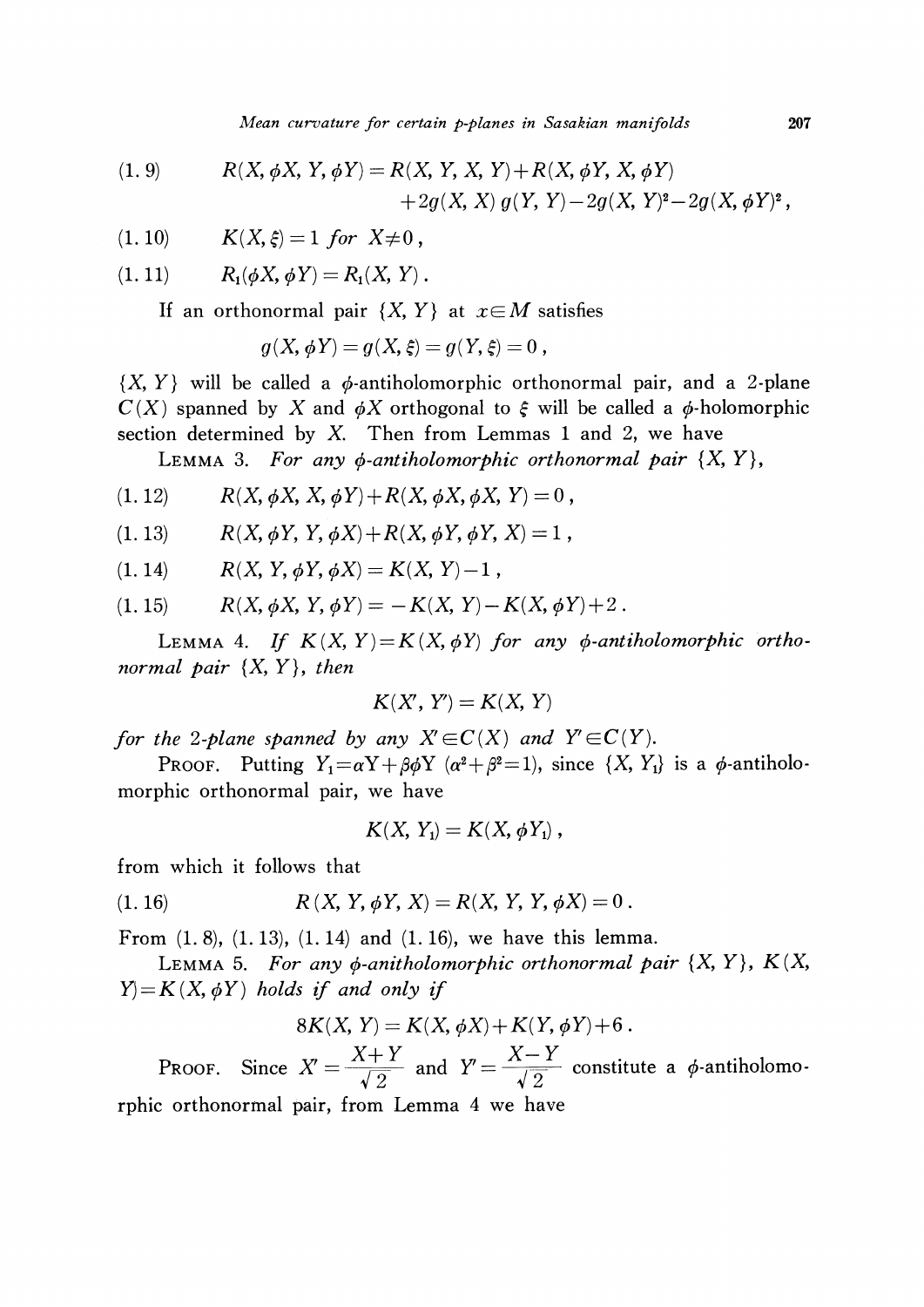$$R(X, \phi X, Y, \phi Y) = R(X, Y, X, Y) + R(X, \phi Y, X, \phi Y) + 2g(X, X)\,g(Y, Y) - 2g(X, Y)^2 - 2g(X, \phi Y)^2, \tag{1.9}$$

$$K(X, \xi) = 1 \ \textit{for}\ X \neq 0, \tag{1.10}$$

$$R_1(\phi X, \phi Y) = R_1(X, Y). \tag{1.11}$$

If an orthonormal pair $\{X, Y\}$ at $x \in M$ satisfies

$$g(X, \phi Y) = g(X, \xi) = g(Y, \xi) = 0,$$

$\{X, Y\}$ will be called a $\phi$-antiholomorphic orthonormal pair, and a 2-plane $C(X)$ spanned by $X$ and $\phi X$ orthogonal to $\xi$ will be called a $\phi$-holomorphic section determined by $X$. Then from Lemmas 1 and 2, we have

LEMMA 3. *For any $\phi$-antiholomorphic orthonormal pair $\{X, Y\}$,*

$$R(X, \phi X, X, \phi Y) + R(X, \phi X, \phi X, Y) = 0, \tag{1.12}$$

$$R(X, \phi Y, Y, \phi X) + R(X, \phi Y, \phi Y, X) = 1, \tag{1.13}$$

$$R(X, Y, \phi Y, \phi X) = K(X, Y) - 1, \tag{1.14}$$

$$R(X, \phi X, Y, \phi Y) = -K(X, Y) - K(X, \phi Y) + 2. \tag{1.15}$$

LEMMA 4. *If $K(X, Y) = K(X, \phi Y)$ for any $\phi$-antiholomorphic orthonormal pair $\{X, Y\}$, then*

$$K(X', Y') = K(X, Y)$$

*for the 2-plane spanned by any $X' \in C(X)$ and $Y' \in C(Y)$.*

PROOF. Putting $Y_1 = \alpha Y + \beta\phi Y$ $(\alpha^2 + \beta^2 = 1)$, since $\{X, Y_1\}$ is a $\phi$-antiholomorphic orthonormal pair, we have

$$K(X, Y_1) = K(X, \phi Y_1),$$

from which it follows that

$$R(X, Y, \phi Y, X) = R(X, Y, Y, \phi X) = 0. \tag{1.16}$$

From (1.8), (1.13), (1.14) and (1.16), we have this lemma.

LEMMA 5. *For any $\phi$-anitholomorphic orthonormal pair $\{X, Y\}$, $K(X, Y) = K(X, \phi Y)$ holds if and only if*

$$8K(X, Y) = K(X, \phi X) + K(Y, \phi Y) + 6.$$

PROOF. Since $X' = \dfrac{X+Y}{\sqrt{2}}$ and $Y' = \dfrac{X-Y}{\sqrt{2}}$ constitute a $\phi$-antiholomorphic orthonormal pair, from Lemma 4 we have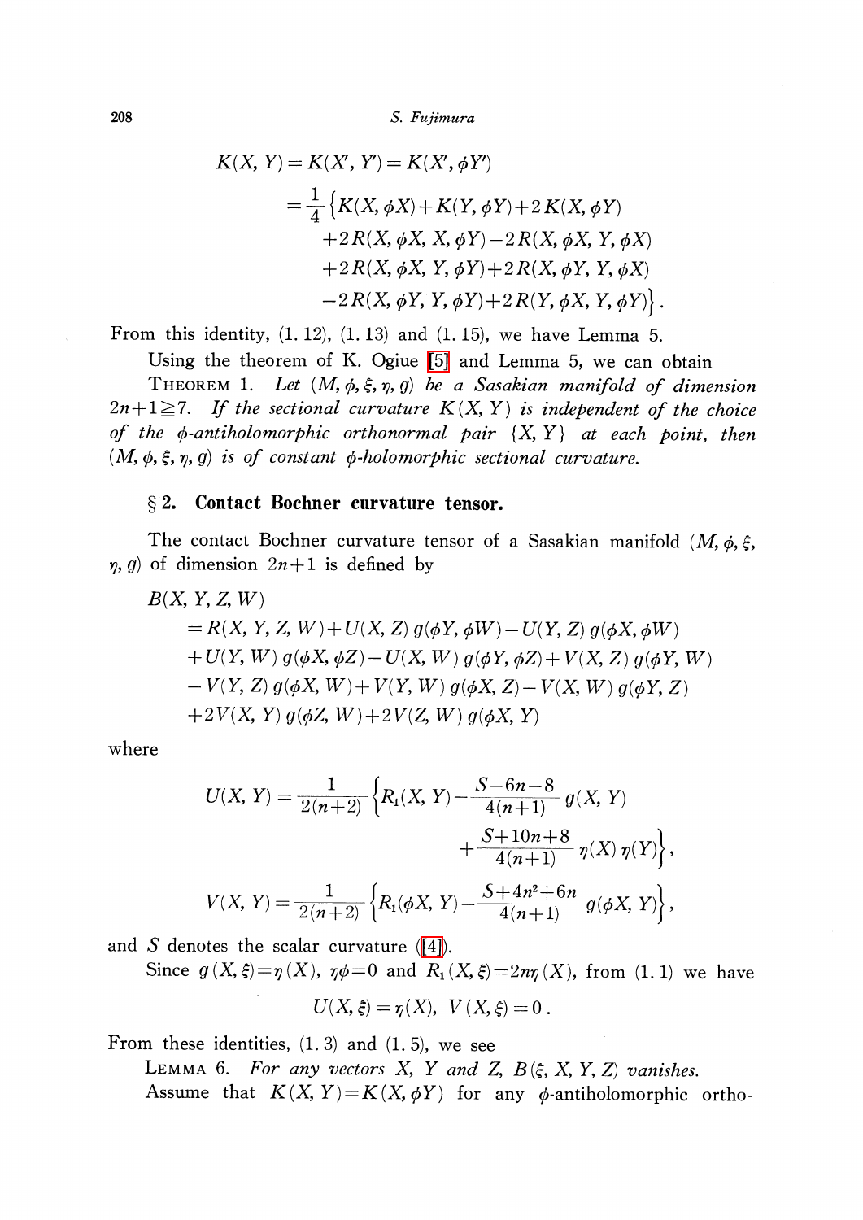$$
\begin{aligned}
K(X, Y) = K(X', Y') &= K(X', \phi Y') \\
&= \frac{1}{4}\{K(X, \phi X) + K(Y, \phi Y) + 2K(X, \phi Y) \\
&\quad + 2R(X, \phi X, X, \phi Y) - 2R(X, \phi X, Y, \phi X) \\
&\quad + 2R(X, \phi X, Y, \phi Y) + 2R(X, \phi Y, Y, \phi X) \\
&\quad - 2R(X, \phi Y, Y, \phi Y) + 2R(Y, \phi X, Y, \phi Y)\}.
\end{aligned}
$$

From this identity, (1. 12), (1. 13) and (1. 15), we have Lemma 5.

Using the theorem of K. Ogiue [5] and Lemma 5, we can obtain

THEOREM 1. *Let $(M, \phi, \xi, \eta, g)$ be a Sasakian manifold of dimension $2n+1 \geqq 7$. If the sectional curvature $K(X, Y)$ is independent of the choice of the $\phi$-antiholomorphic orthonormal pair $\{X, Y\}$ at each point, then $(M, \phi, \xi, \eta, g)$ is of constant $\phi$-holomorphic sectional curvature.*

## § 2. Contact Bochner curvature tensor.

The contact Bochner curvature tensor of a Sasakian manifold $(M, \phi, \xi, \eta, g)$ of dimension $2n+1$ is defined by

$$
\begin{aligned}
&B(X, Y, Z, W) \\
&\quad = R(X, Y, Z, W) + U(X, Z)\, g(\phi Y, \phi W) - U(Y, Z)\, g(\phi X, \phi W) \\
&\quad + U(Y, W)\, g(\phi X, \phi Z) - U(X, W)\, g(\phi Y, \phi Z) + V(X, Z)\, g(\phi Y, W) \\
&\quad - V(Y, Z)\, g(\phi X, W) + V(Y, W)\, g(\phi X, Z) - V(X, W)\, g(\phi Y, Z) \\
&\quad + 2V(X, Y)\, g(\phi Z, W) + 2V(Z, W)\, g(\phi X, Y)
\end{aligned}
$$

where

$$
U(X, Y) = \frac{1}{2(n+2)}\left\{R_1(X, Y) - \frac{S-6n-8}{4(n+1)}\, g(X, Y) + \frac{S+10n+8}{4(n+1)}\, \eta(X)\, \eta(Y)\right\},
$$

$$
V(X, Y) = \frac{1}{2(n+2)}\left\{R_1(\phi X, Y) - \frac{S+4n^2+6n}{4(n+1)}\, g(\phi X, Y)\right\},
$$

and $S$ denotes the scalar curvature ([4]).

Since $g(X, \xi) = \eta(X)$, $\eta\phi = 0$ and $R_1(X, \xi) = 2n\eta(X)$, from (1. 1) we have

$$
U(X, \xi) = \eta(X), \quad V(X, \xi) = 0\,.
$$

From these identities, (1. 3) and (1. 5), we see

LEMMA 6. *For any vectors $X$, $Y$ and $Z$, $B(\xi, X, Y, Z)$ vanishes.*

Assume that $K(X, Y) = K(X, \phi Y)$ for any $\phi$-antiholomorphic ortho-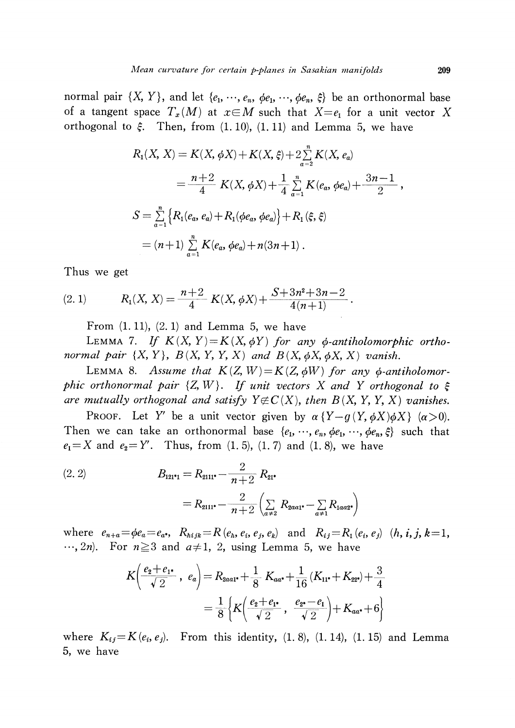normal pair $\{X, Y\}$, and let $\{e_1, \cdots, e_n, \phi e_1, \cdots, \phi e_n, \xi\}$ be an orthonormal base of a tangent space $T_x(M)$ at $x \in M$ such that $X=e_1$ for a unit vector $X$ orthogonal to $\xi$. Then, from (1.10), (1.11) and Lemma 5, we have

$$
\begin{aligned}
R_1(X, X) &= K(X, \phi X)+K(X, \xi)+2\sum_{a=2}^{n} K(X, e_a) \\
&= \frac{n+2}{4} K(X, \phi X)+\frac{1}{4}\sum_{a=1}^{n} K(e_a, \phi e_a)+\frac{3n-1}{2}, \\
S &= \sum_{a=1}^{n}\left\{R_1(e_a, e_a)+R_1(\phi e_a, \phi e_a)\right\}+R_1(\xi, \xi) \\
&= (n+1)\sum_{a=1}^{n} K(e_a, \phi e_a)+n(3n+1).
\end{aligned}
$$

Thus we get

$$
R_1(X, X) = \frac{n+2}{4} K(X, \phi X)+\frac{S+3n^2+3n-2}{4(n+1)}. \tag{2.1}
$$

From (1.11), (2.1) and Lemma 5, we have

LEMMA 7. *If $K(X, Y)=K(X, \phi Y)$ for any $\phi$-antiholomorphic orthonormal pair $\{X, Y\}$, $B(X, Y, Y, X)$ and $B(X, \phi X, \phi X, X)$ vanish.*

LEMMA 8. *Assume that $K(Z, W)=K(Z, \phi W)$ for any $\phi$-antiholomorphic orthonormal pair $\{Z, W\}$. If unit vectors $X$ and $Y$ orthogonal to $\xi$ are mutually orthogonal and satisfy $Y \notin C(X)$, then $B(X, Y, Y, X)$ vanishes.*

PROOF. Let $Y'$ be a unit vector given by $\alpha\{Y-g(Y, \phi X)\phi X\}$ $(\alpha>0)$. Then we can take an orthonormal base $\{e_1, \cdots, e_n, \phi e_1, \cdots, \phi e_n, \xi\}$ such that $e_1=X$ and $e_2=Y'$. Thus, from (1.5), (1.7) and (1.8), we have

$$
\begin{aligned}
B_{121^*1} &= R_{2111^*}-\frac{2}{n+2} R_{21^*} \\
&= R_{2111^*}-\frac{2}{n+2}\left(\sum_{a\neq 2} R_{2aa1^*}-\sum_{a\neq 1} R_{1aa2^*}\right)
\end{aligned} \tag{2.2}
$$

where $e_{n+a}=\phi e_a=e_{a^*}$, $R_{hijk}=R(e_h, e_i, e_j, e_k)$ and $R_{ij}=R_1(e_i, e_j)$ $(h, i, j, k=1, \cdots, 2n)$. For $n \geqq 3$ and $a \neq 1$, 2, using Lemma 5, we have

$$
\begin{aligned}
K\left(\frac{e_2+e_{1^*}}{\sqrt{2}}, e_a\right) &= R_{2aa1^*}+\frac{1}{8} K_{aa^*}+\frac{1}{16}(K_{11^*}+K_{22^*})+\frac{3}{4} \\
&= \frac{1}{8}\left\{K\left(\frac{e_2+e_{1^*}}{\sqrt{2}}, \frac{e_{2^*}-e_1}{\sqrt{2}}\right)+K_{aa^*}+6\right\}
\end{aligned}
$$

where $K_{ij}=K(e_i, e_j)$. From this identity, (1.8), (1.14), (1.15) and Lemma 5, we have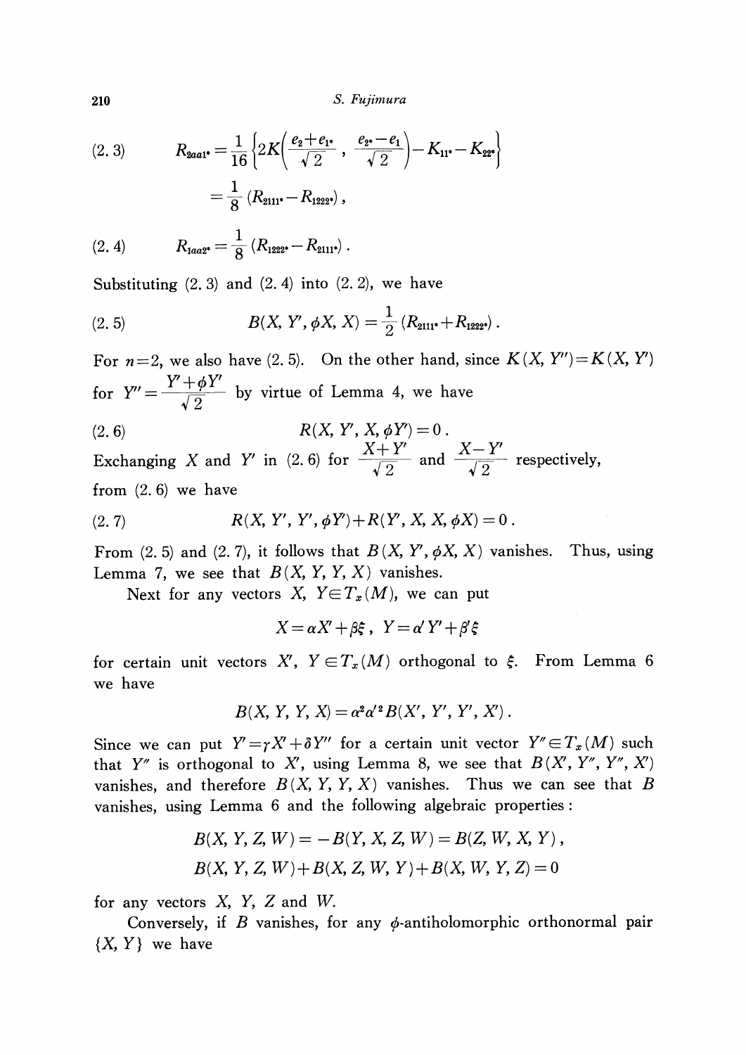$$(2.3)\qquad R_{2aa1^*}=\frac{1}{16}\left\{2K\left(\frac{e_2+e_{1^*}}{\sqrt{2}},\ \frac{e_{2^*}-e_1}{\sqrt{2}}\right)-K_{11^*}-K_{22^*}\right\}$$

$$=\frac{1}{8}\left(R_{2111^*}-R_{1222^*}\right),$$

$$(2.4)\qquad R_{1aa2^*}=\frac{1}{8}\left(R_{1222^*}-R_{2111^*}\right).$$

Substituting (2.3) and (2.4) into (2.2), we have

$$(2.5)\qquad B(X, Y', \phi X, X)=\frac{1}{2}\left(R_{2111^*}+R_{1222^*}\right).$$

For $n=2$, we also have (2.5). On the other hand, since $K(X, Y'')=K(X, Y')$ for $Y''=\dfrac{Y'+\phi Y'}{\sqrt{2}}$ by virtue of Lemma 4, we have

$$(2.6)\qquad R(X, Y', X, \phi Y')=0.$$

Exchanging $X$ and $Y'$ in (2.6) for $\dfrac{X+Y'}{\sqrt{2}}$ and $\dfrac{X-Y'}{\sqrt{2}}$ respectively, from (2.6) we have

$$(2.7)\qquad R(X, Y', Y', \phi Y')+R(Y', X, X, \phi X)=0.$$

From (2.5) and (2.7), it follows that $B(X, Y', \phi X, X)$ vanishes. Thus, using Lemma 7, we see that $B(X, Y, Y, X)$ vanishes.

Next for any vectors $X$, $Y\in T_x(M)$, we can put

$$X=\alpha X'+\beta\xi,\quad Y=\alpha' Y'+\beta'\xi$$

for certain unit vectors $X'$, $Y\in T_x(M)$ orthogonal to $\xi$. From Lemma 6 we have

$$B(X, Y, Y, X)=\alpha^2\alpha'^2 B(X', Y', Y', X').$$

Since we can put $Y'=\gamma X'+\delta Y''$ for a certain unit vector $Y''\in T_x(M)$ such that $Y''$ is orthogonal to $X'$, using Lemma 8, we see that $B(X', Y'', Y'', X')$ vanishes, and therefore $B(X, Y, Y, X)$ vanishes. Thus we can see that $B$ vanishes, using Lemma 6 and the following algebraic properties:

$$B(X, Y, Z, W)=-B(Y, X, Z, W)=B(Z, W, X, Y),$$

$$B(X, Y, Z, W)+B(X, Z, W, Y)+B(X, W, Y, Z)=0$$

for any vectors $X$, $Y$, $Z$ and $W$.

Conversely, if $B$ vanishes, for any $\phi$-antiholomorphic orthonormal pair $\{X, Y\}$ we have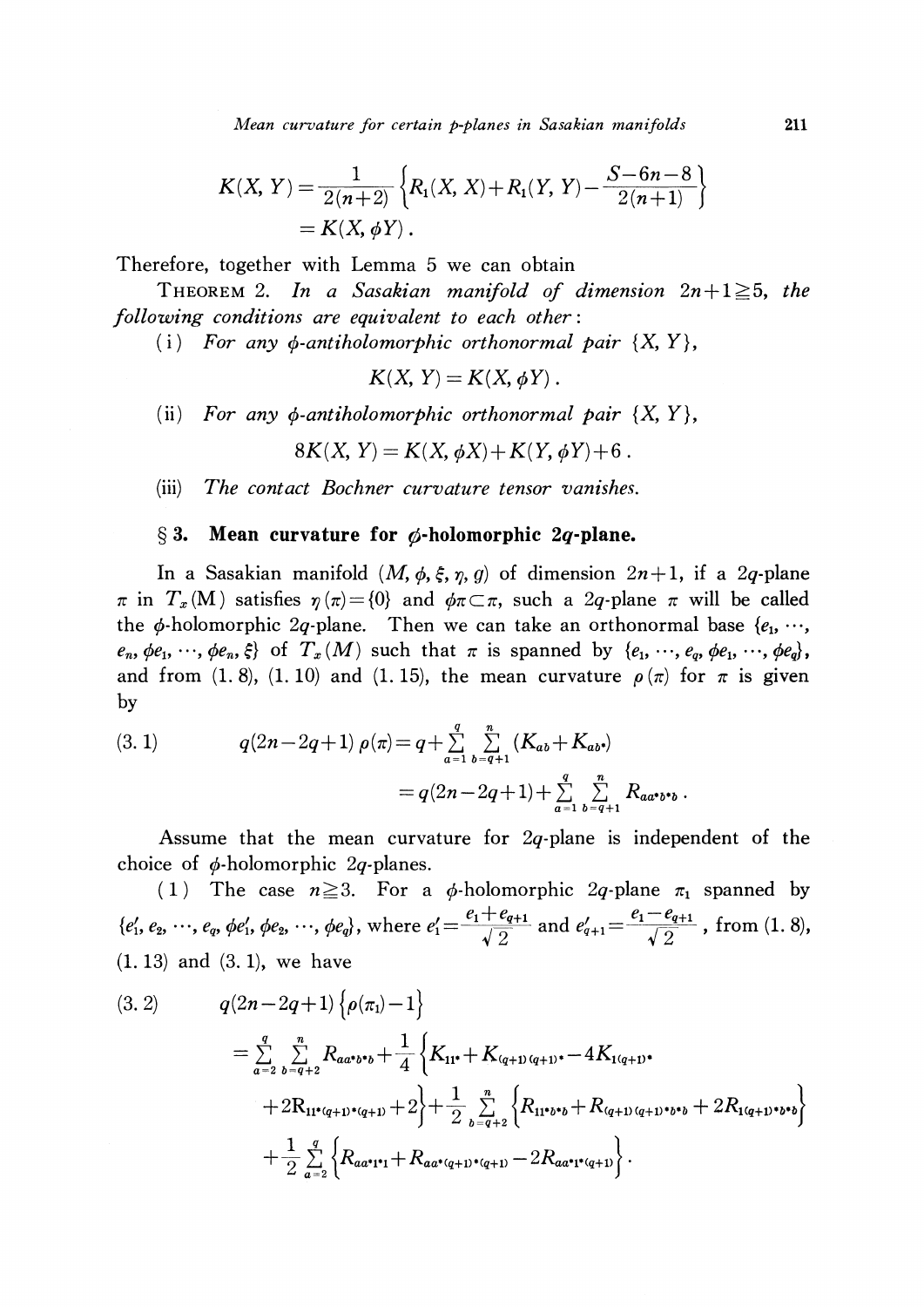$$K(X, Y) = \frac{1}{2(n+2)}\left\{R_1(X, X) + R_1(Y, Y) - \frac{S-6n-8}{2(n+1)}\right\}$$
$$= K(X, \phi Y).$$

Therefore, together with Lemma 5 we can obtain

THEOREM 2. *In a Sasakian manifold of dimension $2n+1 \geqq 5$, the following conditions are equivalent to each other:*

(i) *For any $\phi$-antiholomorphic orthonormal pair $\{X, Y\}$,*

$$K(X, Y) = K(X, \phi Y).$$

(ii) *For any $\phi$-antiholomorphic orthonormal pair $\{X, Y\}$,*

$$8K(X, Y) = K(X, \phi X) + K(Y, \phi Y) + 6.$$

(iii) *The contact Bochner curvature tensor vanishes.*

## § 3. Mean curvature for $\phi$-holomorphic $2q$-plane.

In a Sasakian manifold $(M, \phi, \xi, \eta, g)$ of dimension $2n+1$, if a $2q$-plane $\pi$ in $T_x(M)$ satisfies $\eta(\pi) = \{0\}$ and $\phi\pi \subset \pi$, such a $2q$-plane $\pi$ will be called the $\phi$-holomorphic $2q$-plane. Then we can take an orthonormal base $\{e_1, \cdots, e_n, \phi e_1, \cdots, \phi e_n, \xi\}$ of $T_x(M)$ such that $\pi$ is spanned by $\{e_1, \cdots, e_q, \phi e_1, \cdots, \phi e_q\}$, and from (1.8), (1.10) and (1.15), the mean curvature $\rho(\pi)$ for $\pi$ is given by

$$\tag{3.1} q(2n-2q+1)\rho(\pi) = q + \sum_{a=1}^{q}\sum_{b=q+1}^{n}(K_{ab} + K_{ab^*})$$
$$= q(2n-2q+1) + \sum_{a=1}^{q}\sum_{b=q+1}^{n} R_{aa^*b^*b}.$$

Assume that the mean curvature for $2q$-plane is independent of the choice of $\phi$-holomorphic $2q$-planes.

(1) The case $n \geqq 3$. For a $\phi$-holomorphic $2q$-plane $\pi_1$ spanned by $\{e_1', e_2, \cdots, e_q, \phi e_1', \phi e_2, \cdots, \phi e_q\}$, where $e_1' = \frac{e_1 + e_{q+1}}{\sqrt{2}}$ and $e_{q+1}' = \frac{e_1 - e_{q+1}}{\sqrt{2}}$, from (1.8), (1.13) and (3.1), we have

$$\tag{3.2} q(2n-2q+1)\left\{\rho(\pi_1) - 1\right\}$$
$$= \sum_{a=2}^{q}\sum_{b=q+2}^{n} R_{aa^*b^*b} + \frac{1}{4}\left\{K_{11^*} + K_{(q+1)(q+1)^*} - 4K_{1(q+1)^*}\right.$$
$$\left.+ 2R_{11^*(q+1)^*(q+1)} + 2\right\} + \frac{1}{2}\sum_{b=q+2}^{n}\left\{R_{11^*b^*b} + R_{(q+1)(q+1)^*b^*b} + 2R_{1(q+1)^*b^*b}\right\}$$
$$+ \frac{1}{2}\sum_{a=2}^{q}\left\{R_{aa^*1^*1} + R_{aa^*(q+1)^*(q+1)} - 2R_{aa^*1^*(q+1)}\right\}.$$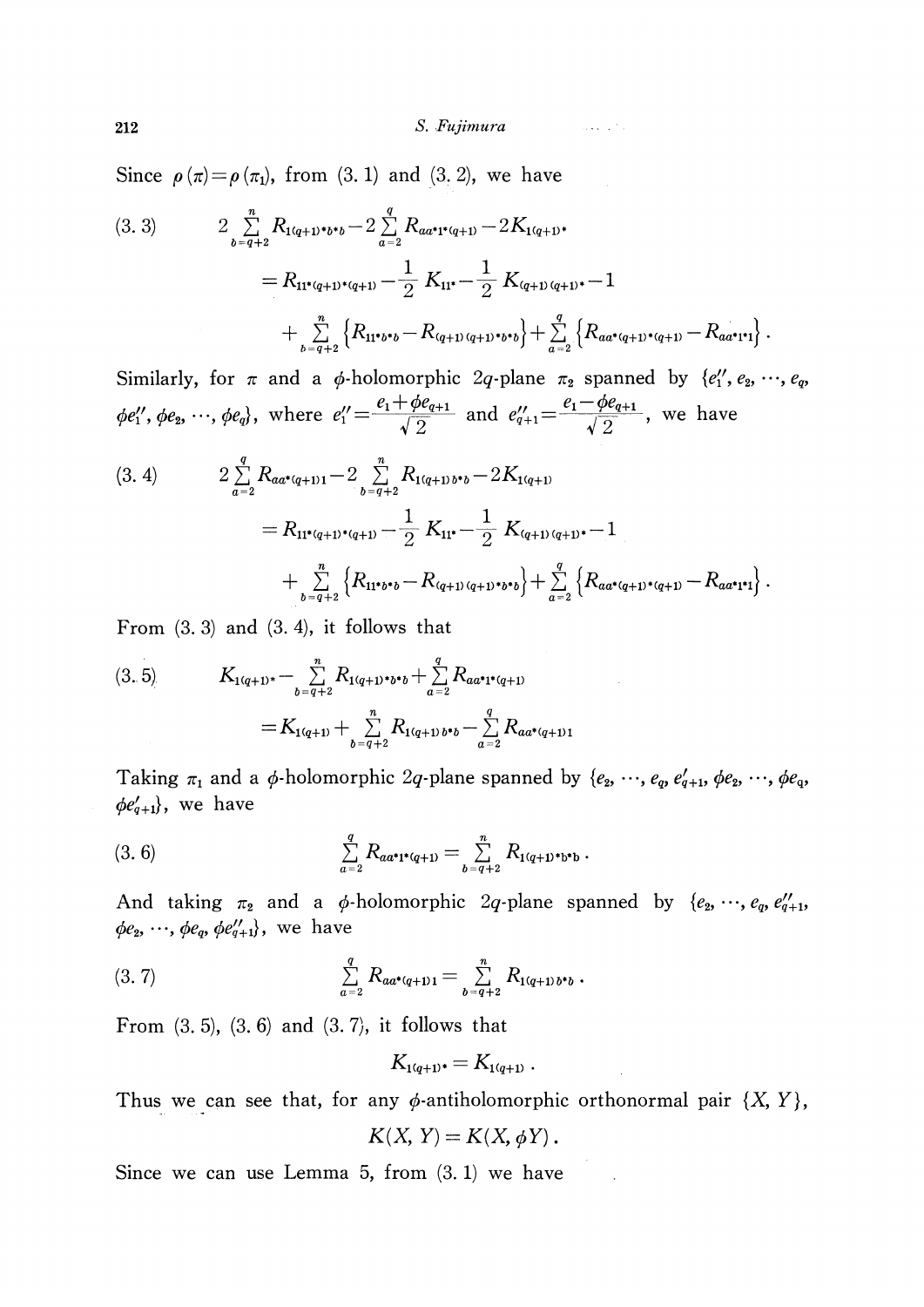Since $\rho(\pi)=\rho(\pi_1)$, from (3. 1) and (3. 2), we have

$$
\begin{aligned}
(3.3) \qquad & 2\sum_{b=q+2}^{n} R_{1(q+1)^*b^*b} - 2\sum_{a=2}^{q} R_{aa^*1^*(q+1)} - 2K_{1(q+1)^*} \\
&= R_{11^*(q+1)^*(q+1)} - \frac{1}{2}K_{11^*} - \frac{1}{2}K_{(q+1)(q+1)^*} - 1 \\
&\quad + \sum_{b=q+2}^{n}\left\{R_{11^*b^*b} - R_{(q+1)(q+1)^*b^*b}\right\} + \sum_{a=2}^{q}\left\{R_{aa^*(q+1)^*(q+1)} - R_{aa^*1^*1}\right\}.
\end{aligned}
$$

Similarly, for $\pi$ and a $\phi$-holomorphic $2q$-plane $\pi_2$ spanned by $\{e_1'', e_2, \cdots, e_q, \phi e_1'', \phi e_2, \cdots, \phi e_q\}$, where $e_1''=\dfrac{e_1+\phi e_{q+1}}{\sqrt{2}}$ and $e_{q+1}''=\dfrac{e_1-\phi e_{q+1}}{\sqrt{2}}$, we have

$$
\begin{aligned}
(3.4) \qquad & 2\sum_{a=2}^{q} R_{aa^*(q+1)1} - 2\sum_{b=q+2}^{n} R_{1(q+1)b^*b} - 2K_{1(q+1)} \\
&= R_{11^*(q+1)^*(q+1)} - \frac{1}{2}K_{11^*} - \frac{1}{2}K_{(q+1)(q+1)^*} - 1 \\
&\quad + \sum_{b=q+2}^{n}\left\{R_{11^*b^*b} - R_{(q+1)(q+1)^*b^*b}\right\} + \sum_{a=2}^{q}\left\{R_{aa^*(q+1)^*(q+1)} - R_{aa^*1^*1}\right\}.
\end{aligned}
$$

From (3. 3) and (3. 4), it follows that

$$
\begin{aligned}
(3.5) \qquad & K_{1(q+1)^*} - \sum_{b=q+2}^{n} R_{1(q+1)^*b^*b} + \sum_{a=2}^{q} R_{aa^*1^*(q+1)} \\
&= K_{1(q+1)} + \sum_{b=q+2}^{n} R_{1(q+1)b^*b} - \sum_{a=2}^{q} R_{aa^*(q+1)1}
\end{aligned}
$$

Taking $\pi_1$ and a $\phi$-holomorphic $2q$-plane spanned by $\{e_2, \cdots, e_q, e_{q+1}', \phi e_2, \cdots, \phi e_q, \phi e_{q+1}'\}$, we have

$$
(3.6) \qquad \sum_{a=2}^{q} R_{aa^*1^*(q+1)} = \sum_{b=q+2}^{n} R_{1(q+1)^*b^*b}\,.
$$

And taking $\pi_2$ and a $\phi$-holomorphic $2q$-plane spanned by $\{e_2, \cdots, e_q, e_{q+1}'', \phi e_2, \cdots, \phi e_q, \phi e_{q+1}''\}$, we have

$$
(3.7) \qquad \sum_{a=2}^{q} R_{aa^*(q+1)1} = \sum_{b=q+2}^{n} R_{1(q+1)b^*b}\,.
$$

From (3. 5), (3. 6) and (3. 7), it follows that

$$
K_{1(q+1)^*} = K_{1(q+1)}\,.
$$

Thus we can see that, for any $\phi$-antiholomorphic orthonormal pair $\{X, Y\}$,

$$
K(X, Y) = K(X, \phi Y)\,.
$$

Since we can use Lemma 5, from (3. 1) we have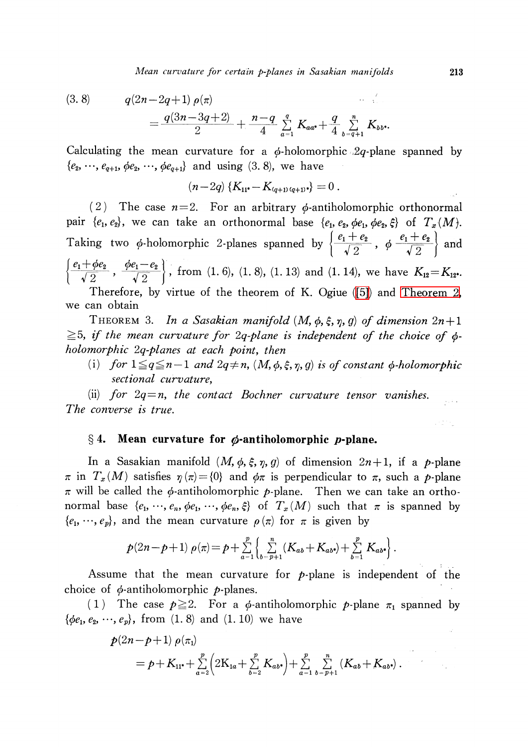(3.8) $$q(2n-2q+1)\,\rho(\pi) = \frac{q(3n-3q+2)}{2} + \frac{n-q}{4}\sum_{a=1}^{q} K_{aa^*} + \frac{q}{4}\sum_{b=q+1}^{n} K_{bb^*}.$$

Calculating the mean curvature for a $\phi$-holomorphic $2q$-plane spanned by $\{e_2, \cdots, e_{q+1}, \phi e_2, \cdots, \phi e_{q+1}\}$ and using (3.8), we have

$$(n-2q)\{K_{11^*} - K_{(q+1)(q+1)^*}\} = 0.$$

(2) The case $n=2$. For an arbitrary $\phi$-antiholomorphic orthonormal pair $\{e_1, e_2\}$, we can take an orthonormal base $\{e_1, e_2, \phi e_1, \phi e_2, \xi\}$ of $T_x(M)$. Taking two $\phi$-holomorphic 2-planes spanned by $\left\{\frac{e_1+e_2}{\sqrt{2}}, \phi\frac{e_1+e_2}{\sqrt{2}}\right\}$ and $\left\{\frac{e_1+\phi e_2}{\sqrt{2}}, \frac{\phi e_1 - e_2}{\sqrt{2}}\right\}$, from (1.6), (1.8), (1.13) and (1.14), we have $K_{12} = K_{12^*}$.

Therefore, by virtue of the theorem of K. Ogiue ([5]) and Theorem 2, we can obtain

THEOREM 3. *In a Sasakian manifold $(M, \phi, \xi, \eta, g)$ of dimension $2n+1 \geqq 5$, if the mean curvature for $2q$-plane is independent of the choice of $\phi$-holomorphic $2q$-planes at each point, then*

(i) *for $1 \leqq q \leqq n-1$ and $2q \neq n$, $(M, \phi, \xi, \eta, g)$ is of constant $\phi$-holomorphic sectional curvature,*

(ii) *for $2q = n$, the contact Bochner curvature tensor vanishes.*

*The converse is true.*

## § 4. Mean curvature for $\phi$-antiholomorphic $p$-plane.

In a Sasakian manifold $(M, \phi, \xi, \eta, g)$ of dimension $2n+1$, if a $p$-plane $\pi$ in $T_x(M)$ satisfies $\eta(\pi) = \{0\}$ and $\phi\pi$ is perpendicular to $\pi$, such a $p$-plane $\pi$ will be called the $\phi$-antiholomorphic $p$-plane. Then we can take an orthonormal base $\{e_1, \cdots, e_n, \phi e_1, \cdots, \phi e_n, \xi\}$ of $T_x(M)$ such that $\pi$ is spanned by $\{e_1, \cdots, e_p\}$, and the mean curvature $\rho(\pi)$ for $\pi$ is given by

$$p(2n-p+1)\,\rho(\pi) = p + \sum_{a=1}^{p}\left\{\sum_{b=p+1}^{n}(K_{ab} + K_{ab^*}) + \sum_{b=1}^{p} K_{ab^*}\right\}.$$

Assume that the mean curvature for $p$-plane is independent of the choice of $\phi$-antiholomorphic $p$-planes.

(1) The case $p \geqq 2$. For a $\phi$-antiholomorphic $p$-plane $\pi_1$ spanned by $\{\phi e_1, e_2, \cdots, e_p\}$, from (1.8) and (1.10) we have

$$p(2n-p+1)\,\rho(\pi_1) = p + K_{11^*} + \sum_{a=2}^{p}\left(2K_{1a} + \sum_{b=2}^{p} K_{ab^*}\right) + \sum_{a=1}^{p}\sum_{b=p+1}^{n}(K_{ab} + K_{ab^*}).$$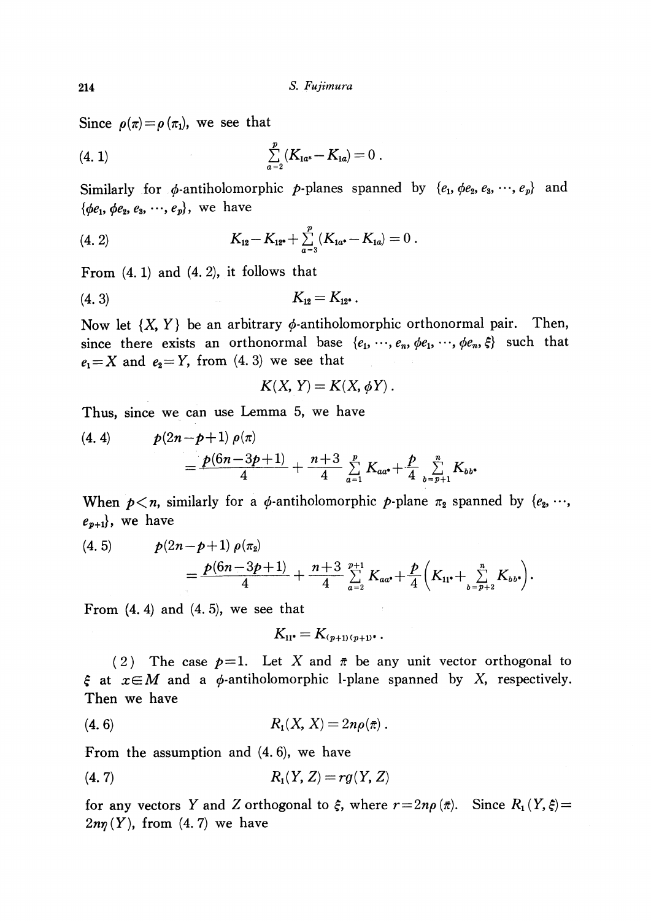Since $\rho(\pi)=\rho(\pi_1)$, we see that

$$\sum_{a=2}^{p}(K_{1a^*}-K_{1a})=0\,. \tag{4.1}$$

Similarly for $\phi$-antiholomorphic $p$-planes spanned by $\{e_1, \phi e_2, e_3, \cdots, e_p\}$ and $\{\phi e_1, \phi e_2, e_3, \cdots, e_p\}$, we have

$$K_{12}-K_{12^*}+\sum_{a=3}^{p}(K_{1a^*}-K_{1a})=0\,. \tag{4.2}$$

From (4.1) and (4.2), it follows that

$$K_{12}=K_{12^*}\,. \tag{4.3}$$

Now let $\{X, Y\}$ be an arbitrary $\phi$-antiholomorphic orthonormal pair. Then, since there exists an orthonormal base $\{e_1, \cdots, e_n, \phi e_1, \cdots, \phi e_n, \xi\}$ such that $e_1=X$ and $e_2=Y$, from (4.3) we see that

$$K(X, Y)=K(X, \phi Y)\,.$$

Thus, since we can use Lemma 5, we have

$$\begin{aligned} &p(2n-p+1)\,\rho(\pi) \\ &=\frac{p(6n-3p+1)}{4}+\frac{n+3}{4}\sum_{a=1}^{p}K_{aa^*}+\frac{p}{4}\sum_{b=p+1}^{n}K_{bb^*} \end{aligned} \tag{4.4}$$

When $p<n$, similarly for a $\phi$-antiholomorphic $p$-plane $\pi_2$ spanned by $\{e_2, \cdots, e_{p+1}\}$, we have

$$\begin{aligned} &p(2n-p+1)\,\rho(\pi_2) \\ &=\frac{p(6n-3p+1)}{4}+\frac{n+3}{4}\sum_{a=2}^{p+1}K_{aa^*}+\frac{p}{4}\Big(K_{11^*}+\sum_{b=p+2}^{n}K_{bb^*}\Big). \end{aligned} \tag{4.5}$$

From (4.4) and (4.5), we see that

$$K_{11^*}=K_{(p+1)(p+1)^*}\,.$$

(2) The case $p=1$. Let $X$ and $\bar{\pi}$ be any unit vector orthogonal to $\xi$ at $x\in M$ and a $\phi$-antiholomorphic 1-plane spanned by $X$, respectively. Then we have

$$R_1(X, X)=2n\rho(\bar{\pi})\,. \tag{4.6}$$

From the assumption and (4.6), we have

$$R_1(Y, Z)=rg(Y, Z) \tag{4.7}$$

for any vectors $Y$ and $Z$ orthogonal to $\xi$, where $r=2n\rho(\bar{\pi})$. Since $R_1(Y, \xi)=2n\eta(Y)$, from (4.7) we have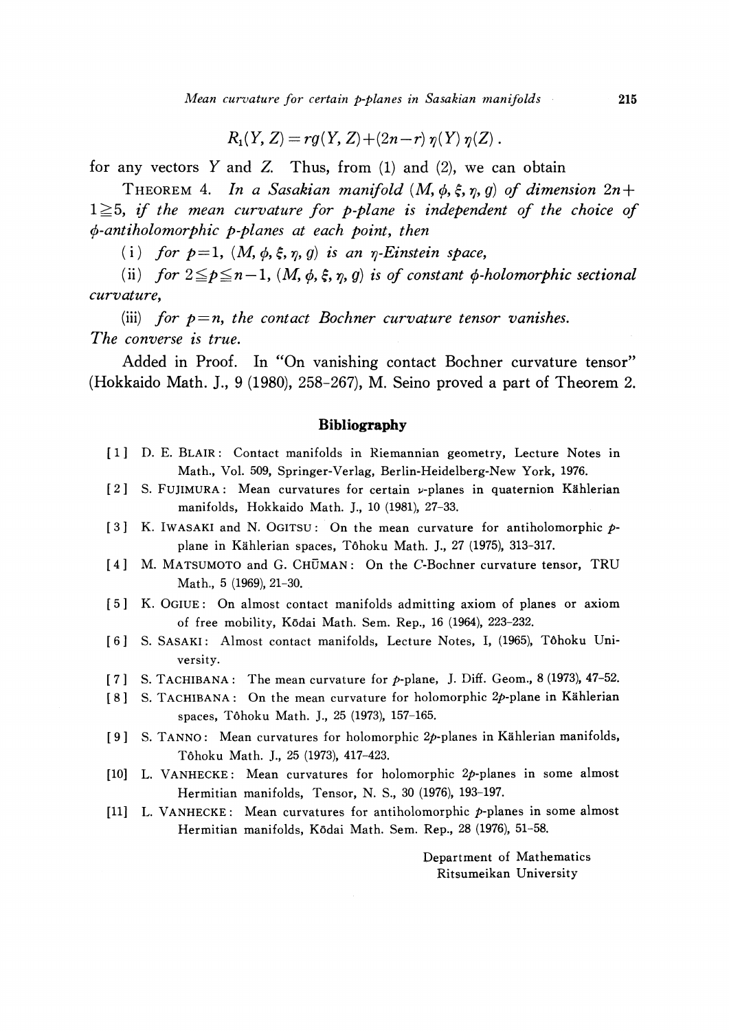$$R_1(Y, Z) = rg(Y, Z) + (2n - r)\,\eta(Y)\,\eta(Z)\,.$$

for any vectors $Y$ and $Z$. Thus, from (1) and (2), we can obtain

THEOREM 4. *In a Sasakian manifold $(M, \phi, \xi, \eta, g)$ of dimension $2n+1 \geqq 5$, if the mean curvature for p-plane is independent of the choice of $\phi$-antiholomorphic p-planes at each point, then*

(i) *for $p=1$, $(M, \phi, \xi, \eta, g)$ is an $\eta$-Einstein space,*

(ii) *for $2 \leqq p \leqq n-1$, $(M, \phi, \xi, \eta, g)$ is of constant $\phi$-holomorphic sectional curvature,*

(iii) *for $p=n$, the contact Bochner curvature tensor vanishes.*

*The converse is true.*

Added in Proof. In "On vanishing contact Bochner curvature tensor" (Hokkaido Math. J., 9 (1980), 258–267), M. Seino proved a part of Theorem 2.

## Bibliography

[1] D. E. BLAIR: Contact manifolds in Riemannian geometry, Lecture Notes in Math., Vol. 509, Springer-Verlag, Berlin-Heidelberg-New York, 1976.

[2] S. FUJIMURA: Mean curvatures for certain $\nu$-planes in quaternion Kählerian manifolds, Hokkaido Math. J., 10 (1981), 27–33.

[3] K. IWASAKI and N. OGITSU: On the mean curvature for antiholomorphic $p$-plane in Kählerian spaces, Tôhoku Math. J., 27 (1975), 313–317.

[4] M. MATSUMOTO and G. CHŪMAN: On the C-Bochner curvature tensor, TRU Math., 5 (1969), 21–30.

[5] K. OGIUE: On almost contact manifolds admitting axiom of planes or axiom of free mobility, Kōdai Math. Sem. Rep., 16 (1964), 223–232.

[6] S. SASAKI: Almost contact manifolds, Lecture Notes, I, (1965), Tôhoku University.

[7] S. TACHIBANA: The mean curvature for $p$-plane, J. Diff. Geom., 8 (1973), 47–52.

[8] S. TACHIBANA: On the mean curvature for holomorphic $2p$-plane in Kählerian spaces, Tôhoku Math. J., 25 (1973), 157–165.

[9] S. TANNO: Mean curvatures for holomorphic $2p$-planes in Kählerian manifolds, Tôhoku Math. J., 25 (1973), 417–423.

[10] L. VANHECKE: Mean curvatures for holomorphic $2p$-planes in some almost Hermitian manifolds, Tensor, N. S., 30 (1976), 193–197.

[11] L. VANHECKE: Mean curvatures for antiholomorphic $p$-planes in some almost Hermitian manifolds, Kōdai Math. Sem. Rep., 28 (1976), 51–58.

Department of Mathematics
Ritsumeikan University